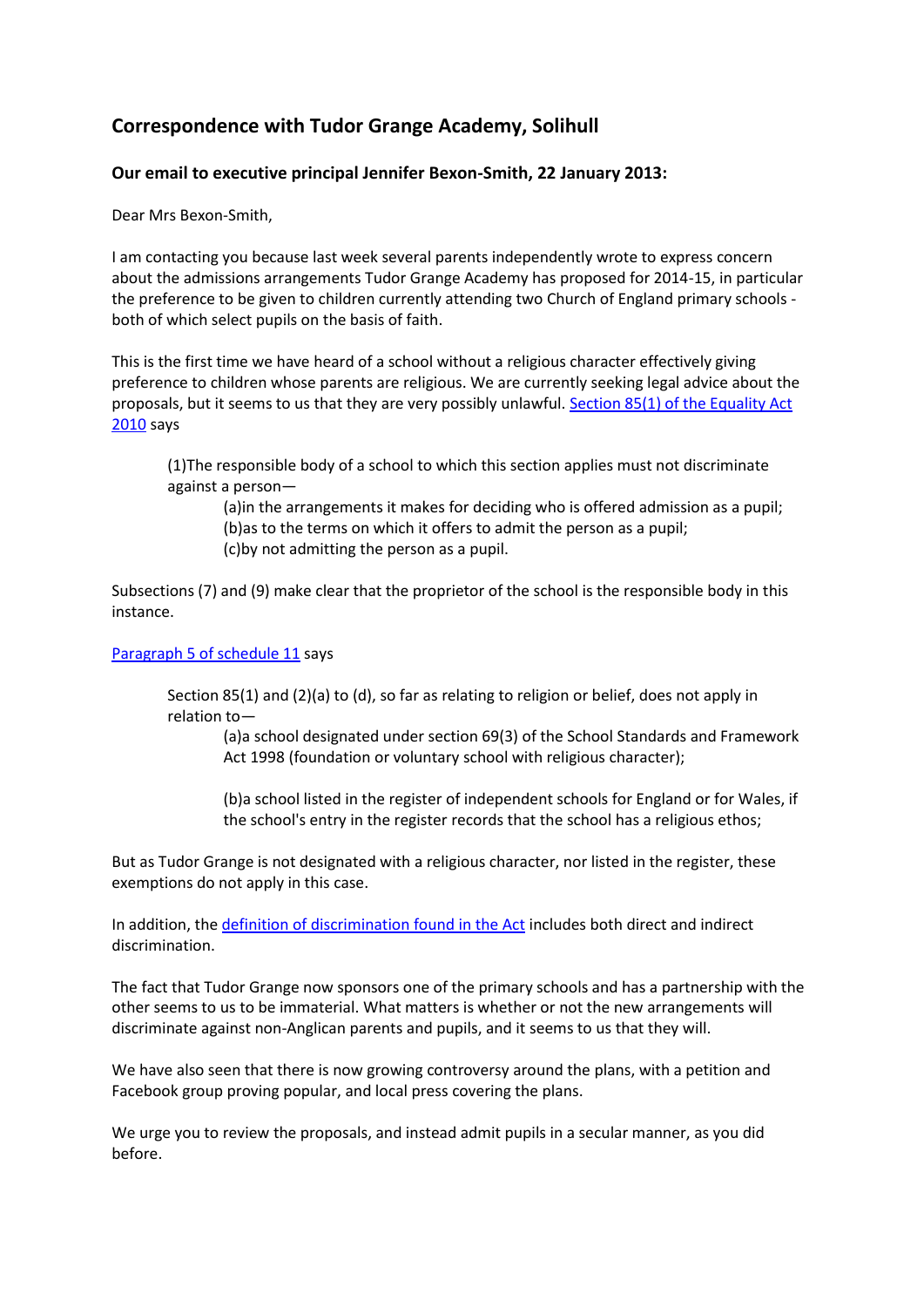# Correspondence with Tudor Grange Academy, Solihull

**Our email to executive principal Jennifer Bexon-Smith, 22 January 2013:**

Dear Mrs Bexon-Smith,

I am contacting you because last week several parents independently wrote to express concern about the admissions arrangements Tudor Grange Academy has proposed for 2014-15, in particular the preference to be given to children currently attending two Church of England primary schools - both of which select pupils on the basis of faith.

This is the first time we have heard of a school without a religious character effectively giving preference to children whose parents are religious. We are currently seeking legal advice about the proposals, but it seems to us that they are very possibly unlawful. [Section 85(1) of the Equality Act 2010] says

> (1)The responsible body of a school to which this section applies must not discriminate against a person—
>
> > (a)in the arrangements it makes for deciding who is offered admission as a pupil;
> > (b)as to the terms on which it offers to admit the person as a pupil;
> > (c)by not admitting the person as a pupil.

Subsections (7) and (9) make clear that the proprietor of the school is the responsible body in this instance.

[Paragraph 5 of schedule 11] says

> Section 85(1) and (2)(a) to (d), so far as relating to religion or belief, does not apply in relation to—
>
> > (a)a school designated under section 69(3) of the School Standards and Framework Act 1998 (foundation or voluntary school with religious character);
> >
> > (b)a school listed in the register of independent schools for England or for Wales, if the school's entry in the register records that the school has a religious ethos;

But as Tudor Grange is not designated with a religious character, nor listed in the register, these exemptions do not apply in this case.

In addition, the [definition of discrimination found in the Act] includes both direct and indirect discrimination.

The fact that Tudor Grange now sponsors one of the primary schools and has a partnership with the other seems to us to be immaterial. What matters is whether or not the new arrangements will discriminate against non-Anglican parents and pupils, and it seems to us that they will.

We have also seen that there is now growing controversy around the plans, with a petition and Facebook group proving popular, and local press covering the plans.

We urge you to review the proposals, and instead admit pupils in a secular manner, as you did before.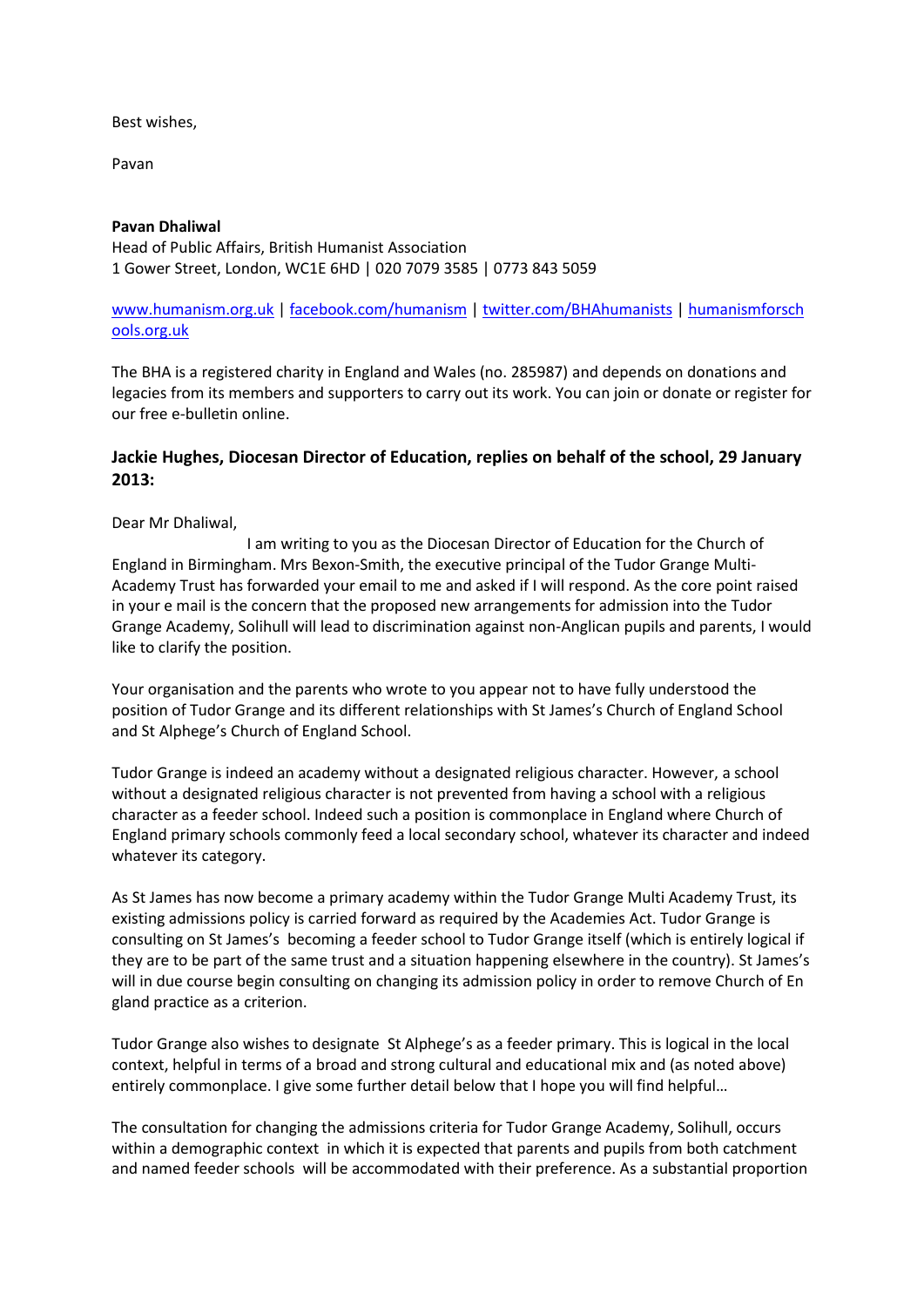Best wishes,

Pavan

**Pavan Dhaliwal**
Head of Public Affairs, British Humanist Association
1 Gower Street, London, WC1E 6HD | 020 7079 3585 | 0773 843 5059

www.humanism.org.uk | facebook.com/humanism | twitter.com/BHAhumanists | humanismforschools.org.uk

The BHA is a registered charity in England and Wales (no. 285987) and depends on donations and legacies from its members and supporters to carry out its work. You can join or donate or register for our free e-bulletin online.

### Jackie Hughes, Diocesan Director of Education, replies on behalf of the school, 29 January 2013:

Dear Mr Dhaliwal,

I am writing to you as the Diocesan Director of Education for the Church of England in Birmingham. Mrs Bexon-Smith, the executive principal of the Tudor Grange Multi-Academy Trust has forwarded your email to me and asked if I will respond. As the core point raised in your e mail is the concern that the proposed new arrangements for admission into the Tudor Grange Academy, Solihull will lead to discrimination against non-Anglican pupils and parents, I would like to clarify the position.

Your organisation and the parents who wrote to you appear not to have fully understood the position of Tudor Grange and its different relationships with St James's Church of England School and St Alphege's Church of England School.

Tudor Grange is indeed an academy without a designated religious character. However, a school without a designated religious character is not prevented from having a school with a religious character as a feeder school. Indeed such a position is commonplace in England where Church of England primary schools commonly feed a local secondary school, whatever its character and indeed whatever its category.

As St James has now become a primary academy within the Tudor Grange Multi Academy Trust, its existing admissions policy is carried forward as required by the Academies Act. Tudor Grange is consulting on St James's becoming a feeder school to Tudor Grange itself (which is entirely logical if they are to be part of the same trust and a situation happening elsewhere in the country). St James's will in due course begin consulting on changing its admission policy in order to remove Church of England practice as a criterion.

Tudor Grange also wishes to designate St Alphege's as a feeder primary. This is logical in the local context, helpful in terms of a broad and strong cultural and educational mix and (as noted above) entirely commonplace. I give some further detail below that I hope you will find helpful…

The consultation for changing the admissions criteria for Tudor Grange Academy, Solihull, occurs within a demographic context in which it is expected that parents and pupils from both catchment and named feeder schools will be accommodated with their preference. As a substantial proportion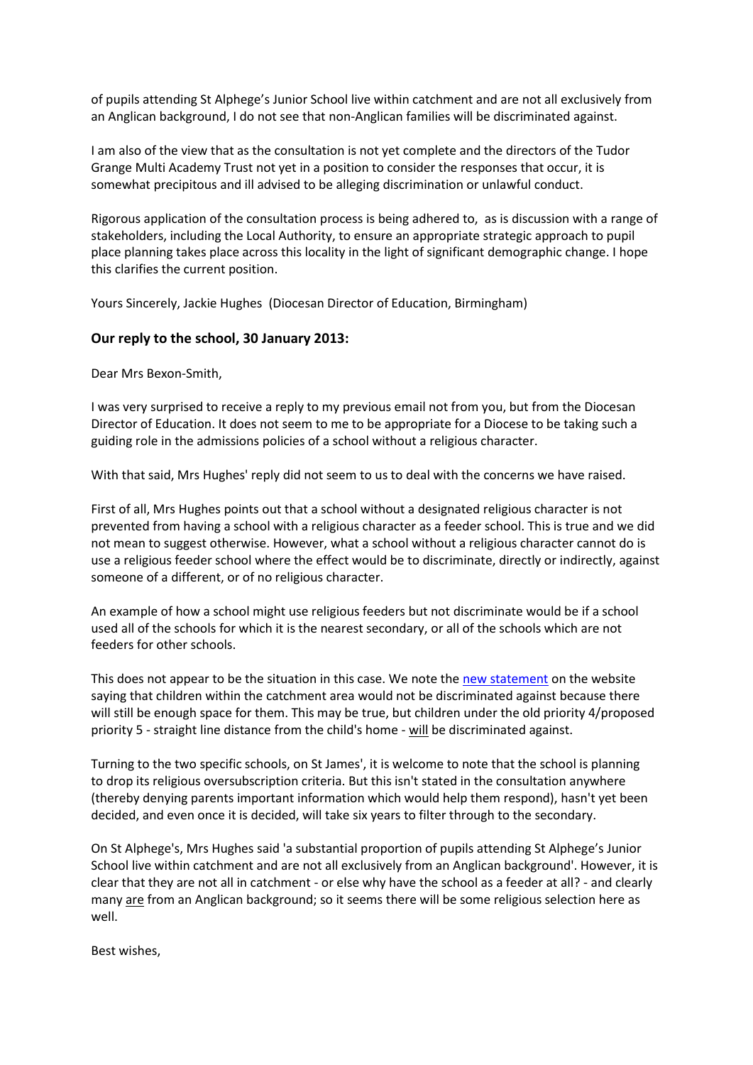of pupils attending St Alphege's Junior School live within catchment and are not all exclusively from an Anglican background, I do not see that non-Anglican families will be discriminated against.

I am also of the view that as the consultation is not yet complete and the directors of the Tudor Grange Multi Academy Trust not yet in a position to consider the responses that occur, it is somewhat precipitous and ill advised to be alleging discrimination or unlawful conduct.

Rigorous application of the consultation process is being adhered to, as is discussion with a range of stakeholders, including the Local Authority, to ensure an appropriate strategic approach to pupil place planning takes place across this locality in the light of significant demographic change. I hope this clarifies the current position.

Yours Sincerely, Jackie Hughes (Diocesan Director of Education, Birmingham)

### Our reply to the school, 30 January 2013:

Dear Mrs Bexon-Smith,

I was very surprised to receive a reply to my previous email not from you, but from the Diocesan Director of Education. It does not seem to me to be appropriate for a Diocese to be taking such a guiding role in the admissions policies of a school without a religious character.

With that said, Mrs Hughes' reply did not seem to us to deal with the concerns we have raised.

First of all, Mrs Hughes points out that a school without a designated religious character is not prevented from having a school with a religious character as a feeder school. This is true and we did not mean to suggest otherwise. However, what a school without a religious character cannot do is use a religious feeder school where the effect would be to discriminate, directly or indirectly, against someone of a different, or of no religious character.

An example of how a school might use religious feeders but not discriminate would be if a school used all of the schools for which it is the nearest secondary, or all of the schools which are not feeders for other schools.

This does not appear to be the situation in this case. We note the new statement on the website saying that children within the catchment area would not be discriminated against because there will still be enough space for them. This may be true, but children under the old priority 4/proposed priority 5 - straight line distance from the child's home - will be discriminated against.

Turning to the two specific schools, on St James', it is welcome to note that the school is planning to drop its religious oversubscription criteria. But this isn't stated in the consultation anywhere (thereby denying parents important information which would help them respond), hasn't yet been decided, and even once it is decided, will take six years to filter through to the secondary.

On St Alphege's, Mrs Hughes said 'a substantial proportion of pupils attending St Alphege's Junior School live within catchment and are not all exclusively from an Anglican background'. However, it is clear that they are not all in catchment - or else why have the school as a feeder at all? - and clearly many are from an Anglican background; so it seems there will be some religious selection here as well.

Best wishes,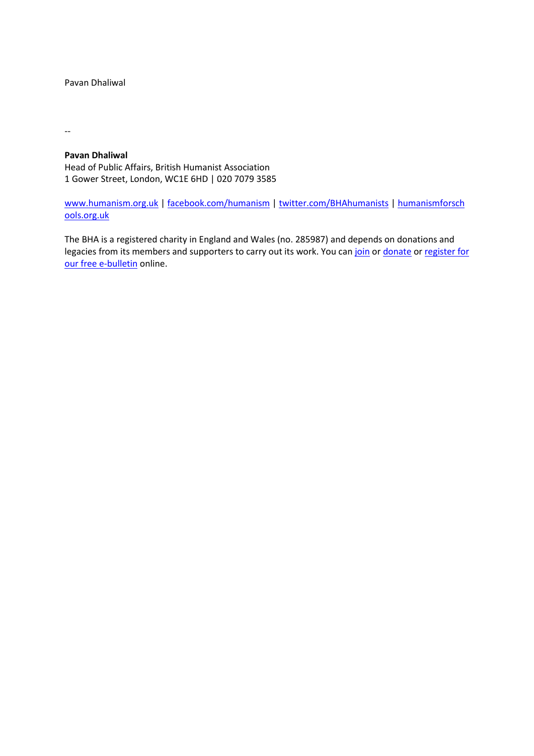Pavan Dhaliwal

--

**Pavan Dhaliwal**
Head of Public Affairs, British Humanist Association
1 Gower Street, London, WC1E 6HD | 020 7079 3585

www.humanism.org.uk | facebook.com/humanism | twitter.com/BHAhumanists | humanismforschools.org.uk

The BHA is a registered charity in England and Wales (no. 285987) and depends on donations and legacies from its members and supporters to carry out its work. You can join or donate or register for our free e-bulletin online.